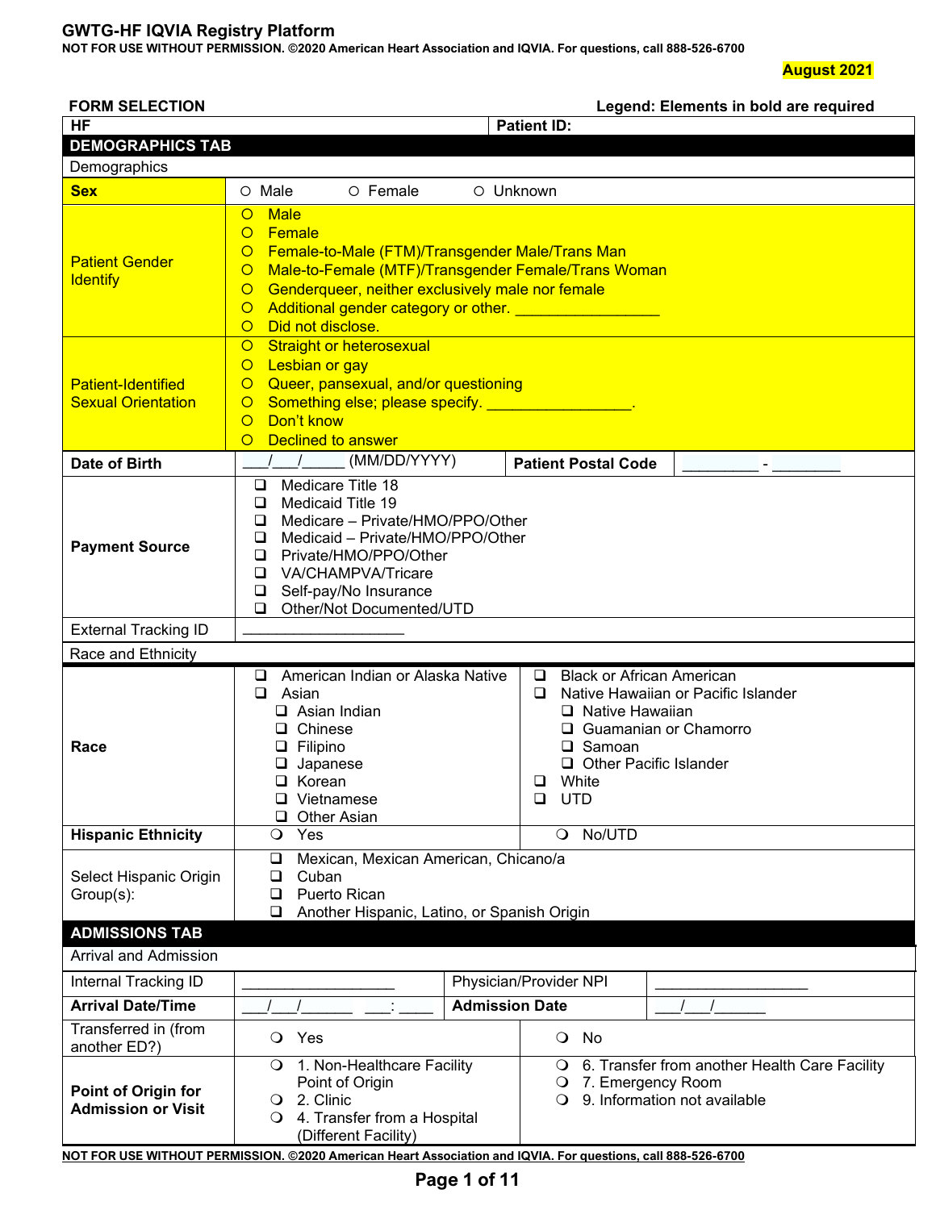# GWTG-HF IQVIA Registry Platform

**NOT FOR USE WITHOUT PERMISSION. ©2020 American Heart Association and IQVIA. For questions, call 888-526-6700**

**August 2021**

**FORM SELECTION** | **Legend: Elements in bold are required**

| **HF** | **Patient ID:** |
|---|---|

## DEMOGRAPHICS TAB

### Demographics

| | |
|---|---|
| **Sex** | ○ Male ○ Female ○ Unknown |
| Patient Gender Identify | ○ Male<br>○ Female<br>○ Female-to-Male (FTM)/Transgender Male/Trans Man<br>○ Male-to-Female (MTF)/Transgender Female/Trans Woman<br>○ Genderqueer, neither exclusively male nor female<br>○ Additional gender category or other. _________________<br>○ Did not disclose. |
| Patient-Identified Sexual Orientation | ○ Straight or heterosexual<br>○ Lesbian or gay<br>○ Queer, pansexual, and/or questioning<br>○ Something else; please specify. _________________.<br>○ Don't know<br>○ Declined to answer |
| **Date of Birth** | ___/___/_____ (MM/DD/YYYY) &nbsp;&nbsp; **Patient Postal Code** _________ - ________ |
| **Payment Source** | ❑ Medicare Title 18<br>❑ Medicaid Title 19<br>❑ Medicare – Private/HMO/PPO/Other<br>❑ Medicaid – Private/HMO/PPO/Other<br>❑ Private/HMO/PPO/Other<br>❑ VA/CHAMPVA/Tricare<br>❑ Self-pay/No Insurance<br>❑ Other/Not Documented/UTD |
| External Tracking ID | ___________________ |

### Race and Ethnicity

| | | |
|---|---|---|
| **Race** | ❑ American Indian or Alaska Native<br>❑ Asian<br>&nbsp;&nbsp;❑ Asian Indian<br>&nbsp;&nbsp;❑ Chinese<br>&nbsp;&nbsp;❑ Filipino<br>&nbsp;&nbsp;❑ Japanese<br>&nbsp;&nbsp;❑ Korean<br>&nbsp;&nbsp;❑ Vietnamese<br>&nbsp;&nbsp;❑ Other Asian | ❑ Black or African American<br>❑ Native Hawaiian or Pacific Islander<br>&nbsp;&nbsp;❑ Native Hawaiian<br>&nbsp;&nbsp;❑ Guamanian or Chamorro<br>&nbsp;&nbsp;❑ Samoan<br>&nbsp;&nbsp;❑ Other Pacific Islander<br>❑ White<br>❑ UTD |
| **Hispanic Ethnicity** | ❍ Yes | ❍ No/UTD |
| Select Hispanic Origin Group(s): | ❑ Mexican, Mexican American, Chicano/a<br>❑ Cuban<br>❑ Puerto Rican<br>❑ Another Hispanic, Latino, or Spanish Origin | |

## ADMISSIONS TAB

### Arrival and Admission

| | | | |
|---|---|---|---|
| Internal Tracking ID | __________________ | Physician/Provider NPI | __________________ |
| **Arrival Date/Time** | ___/___/______ ___:____ | **Admission Date** | ___/___/______ |
| Transferred in (from another ED?) | ❍ Yes | ❍ No | |
| **Point of Origin for Admission or Visit** | ❍ 1. Non-Healthcare Facility Point of Origin<br>❍ 2. Clinic<br>❍ 4. Transfer from a Hospital (Different Facility) | ❍ 6. Transfer from another Health Care Facility<br>❍ 7. Emergency Room<br>❍ 9. Information not available | |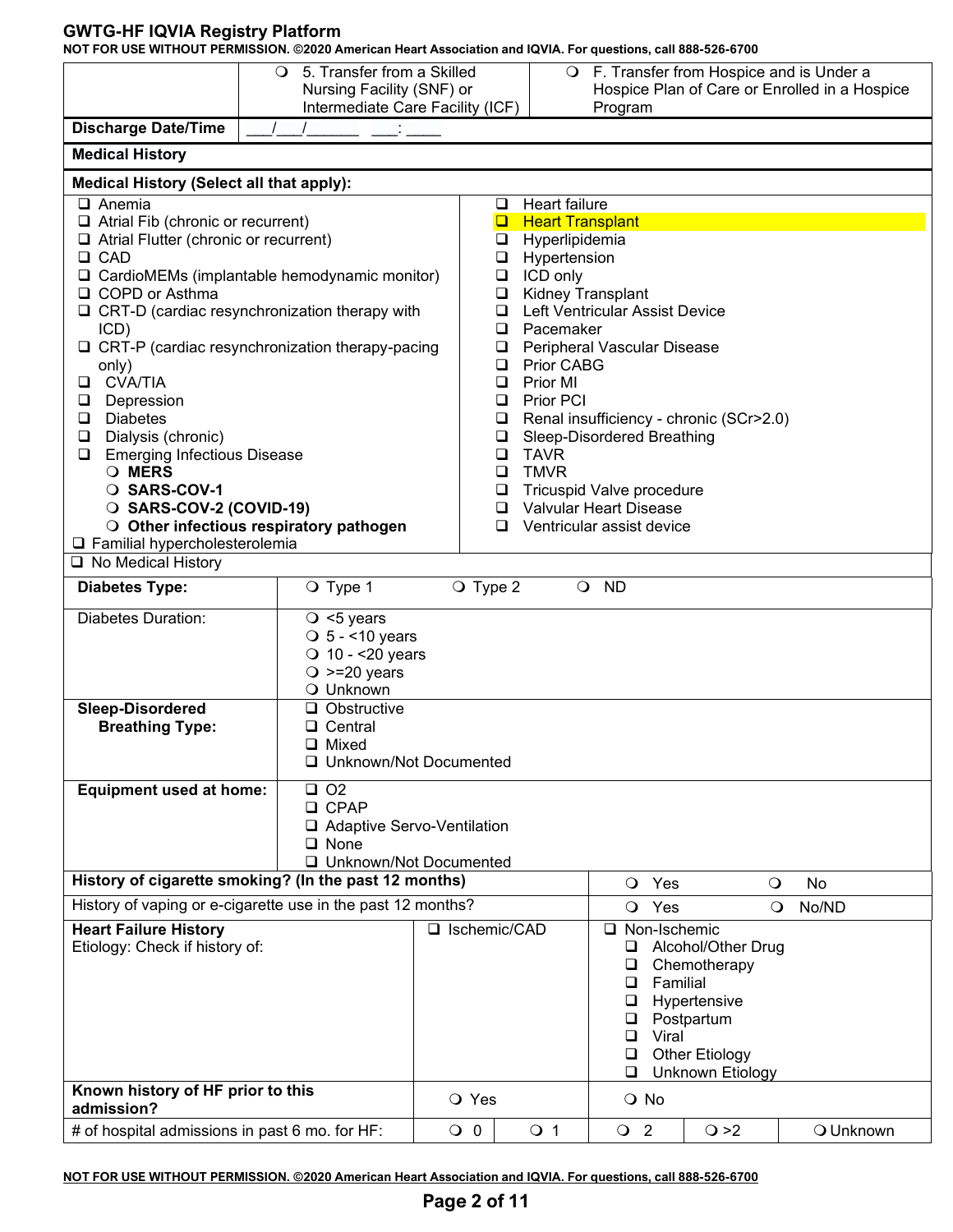| | ○ 5. Transfer from a Skilled Nursing Facility (SNF) or Intermediate Care Facility (ICF) | ○ F. Transfer from Hospice and is Under a Hospice Plan of Care or Enrolled in a Hospice Program |
|---|---|---|
| **Discharge Date/Time** | \_\_\_/\_\_\_/\_\_\_\_\_\_ \_\_\_: \_\_\_\_ | |

**Medical History**

**Medical History (Select all that apply):**

- ☐ Anemia
- ☐ Atrial Fib (chronic or recurrent)
- ☐ Atrial Flutter (chronic or recurrent)
- ☐ CAD
- ☐ CardioMEMs (implantable hemodynamic monitor)
- ☐ COPD or Asthma
- ☐ CRT-D (cardiac resynchronization therapy with ICD)
- ☐ CRT-P (cardiac resynchronization therapy-pacing only)
- ☐ CVA/TIA
- ☐ Depression
- ☐ Diabetes
- ☐ Dialysis (chronic)
- ☐ Emerging Infectious Disease
  - ○ **MERS**
  - ○ **SARS-COV-1**
  - ○ **SARS-COV-2 (COVID-19)**
  - ○ **Other infectious respiratory pathogen**
- ☐ Familial hypercholesterolemia
- ☐ Heart failure
- ☐ Heart Transplant
- ☐ Hyperlipidemia
- ☐ Hypertension
- ☐ ICD only
- ☐ Kidney Transplant
- ☐ Left Ventricular Assist Device
- ☐ Pacemaker
- ☐ Peripheral Vascular Disease
- ☐ Prior CABG
- ☐ Prior MI
- ☐ Prior PCI
- ☐ Renal insufficiency - chronic (SCr>2.0)
- ☐ Sleep-Disordered Breathing
- ☐ TAVR
- ☐ TMVR
- ☐ Tricuspid Valve procedure
- ☐ Valvular Heart Disease
- ☐ Ventricular assist device
- ☐ No Medical History

| | |
|---|---|
| **Diabetes Type:** | ○ Type 1 ○ Type 2 ○ ND |
| Diabetes Duration: | ○ <5 years<br>○ 5 - <10 years<br>○ 10 - <20 years<br>○ >=20 years<br>○ Unknown |
| **Sleep-Disordered Breathing Type:** | ☐ Obstructive<br>☐ Central<br>☐ Mixed<br>☐ Unknown/Not Documented |
| **Equipment used at home:** | ☐ O2<br>☐ CPAP<br>☐ Adaptive Servo-Ventilation<br>☐ None<br>☐ Unknown/Not Documented |

| | |
|---|---|
| **History of cigarette smoking? (In the past 12 months)** | ○ Yes ○ No |
| History of vaping or e-cigarette use in the past 12 months? | ○ Yes ○ No/ND |

| | | |
|---|---|---|
| **Heart Failure History**<br>Etiology: Check if history of: | ☐ Ischemic/CAD | ☐ Non-Ischemic<br>☐ Alcohol/Other Drug<br>☐ Chemotherapy<br>☐ Familial<br>☐ Hypertensive<br>☐ Postpartum<br>☐ Viral<br>☐ Other Etiology<br>☐ Unknown Etiology |

| | | | | | |
|---|---|---|---|---|---|
| **Known history of HF prior to this admission?** | ○ Yes | | ○ No | | |
| # of hospital admissions in past 6 mo. for HF: | ○ 0 | ○ 1 | ○ 2 | ○ >2 | ○ Unknown |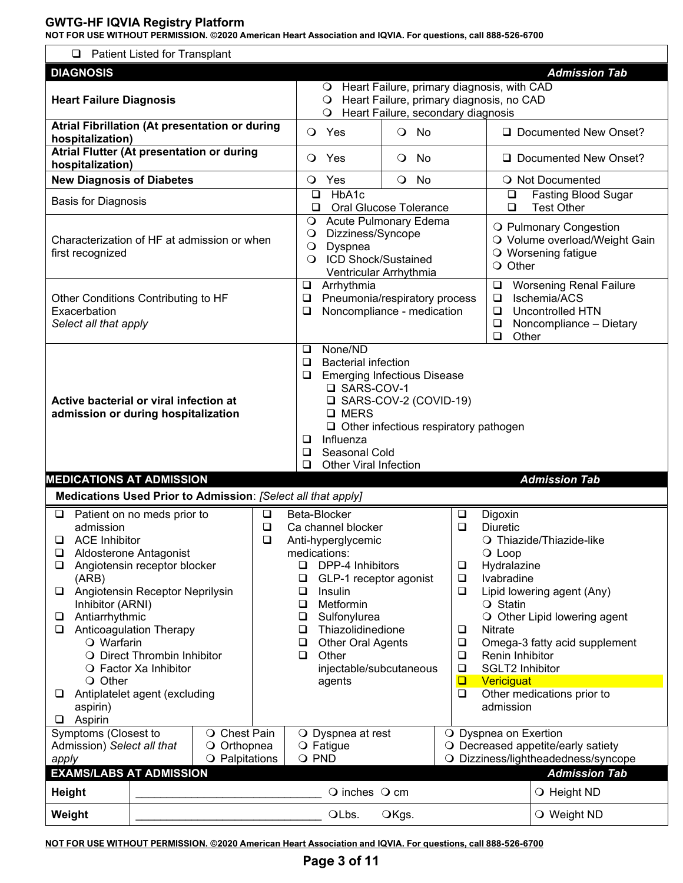❑ Patient Listed for Transplant

## DIAGNOSIS — *Admission Tab*

| | | | |
|---|---|---|---|
| **Heart Failure Diagnosis** | ❍ Heart Failure, primary diagnosis, with CAD<br>❍ Heart Failure, primary diagnosis, no CAD<br>❍ Heart Failure, secondary diagnosis | | |
| **Atrial Fibrillation (At presentation or during hospitalization)** | ❍ Yes | ❍ No | ❑ Documented New Onset? |
| **Atrial Flutter (At presentation or during hospitalization)** | ❍ Yes | ❍ No | ❑ Documented New Onset? |
| **New Diagnosis of Diabetes** | ❍ Yes | ❍ No | ❍ Not Documented |
| Basis for Diagnosis | ❑ HbA1c<br>❑ Oral Glucose Tolerance | | ❑ Fasting Blood Sugar<br>❑ Test Other |
| Characterization of HF at admission or when first recognized | ❍ Acute Pulmonary Edema<br>❍ Dizziness/Syncope<br>❍ Dyspnea<br>❍ ICD Shock/Sustained Ventricular Arrhythmia | | ❍ Pulmonary Congestion<br>❍ Volume overload/Weight Gain<br>❍ Worsening fatigue<br>❍ Other |
| Other Conditions Contributing to HF Exacerbation<br>*Select all that apply* | ❑ Arrhythmia<br>❑ Pneumonia/respiratory process<br>❑ Noncompliance - medication | | ❑ Worsening Renal Failure<br>❑ Ischemia/ACS<br>❑ Uncontrolled HTN<br>❑ Noncompliance – Dietary<br>❑ Other |
| **Active bacterial or viral infection at admission or during hospitalization** | ❑ None/ND<br>❑ Bacterial infection<br>❑ Emerging Infectious Disease<br>&nbsp;&nbsp;❑ SARS-COV-1<br>&nbsp;&nbsp;❑ SARS-COV-2 (COVID-19)<br>&nbsp;&nbsp;❑ MERS<br>&nbsp;&nbsp;❑ Other infectious respiratory pathogen<br>❑ Influenza<br>❑ Seasonal Cold<br>❑ Other Viral Infection | | |

## MEDICATIONS AT ADMISSION — *Admission Tab*

**Medications Used Prior to Admission**: *[Select all that apply]*

- ❑ Patient on no meds prior to admission
- ❑ ACE Inhibitor
- ❑ Aldosterone Antagonist
- ❑ Angiotensin receptor blocker (ARB)
- ❑ Angiotensin Receptor Neprilysin Inhibitor (ARNI)
- ❑ Antiarrhythmic
- ❑ Anticoagulation Therapy
  - ❍ Warfarin
  - ❍ Direct Thrombin Inhibitor
  - ❍ Factor Xa Inhibitor
  - ❍ Other
- ❑ Antiplatelet agent (excluding aspirin)
- ❑ Aspirin
- ❑ Beta-Blocker
- ❑ Ca channel blocker
- ❑ Anti-hyperglycemic medications:
  - ❑ DPP-4 Inhibitors
  - ❑ GLP-1 receptor agonist
  - ❑ Insulin
  - ❑ Metformin
  - ❑ Sulfonylurea
  - ❑ Thiazolidinedione
  - ❑ Other Oral Agents
  - ❑ Other injectable/subcutaneous agents
- ❑ Digoxin
- ❑ Diuretic
  - ❍ Thiazide/Thiazide-like
  - ❍ Loop
- ❑ Hydralazine
- ❑ Ivabradine
- ❑ Lipid lowering agent (Any)
  - ❍ Statin
  - ❍ Other Lipid lowering agent
- ❑ Nitrate
- ❑ Omega-3 fatty acid supplement
- ❑ Renin Inhibitor
- ❑ SGLT2 Inhibitor
- ❑ Vericiguat
- ❑ Other medications prior to admission

| Symptoms (Closest to Admission) *Select all that apply* | | | |
|---|---|---|---|
| | ❍ Chest Pain<br>❍ Orthopnea<br>❍ Palpitations | ❍ Dyspnea at rest<br>❍ Fatigue<br>❍ PND | ❍ Dyspnea on Exertion<br>❍ Decreased appetite/early satiety<br>❍ Dizziness/lightheadedness/syncope |

## EXAMS/LABS AT ADMISSION — *Admission Tab*

| | | | |
|---|---|---|---|
| **Height** | ______________________________ | ❍ inches ❍ cm | ❍ Height ND |
| **Weight** | ______________________________ | ❍ Lbs. ❍ Kgs. | ❍ Weight ND |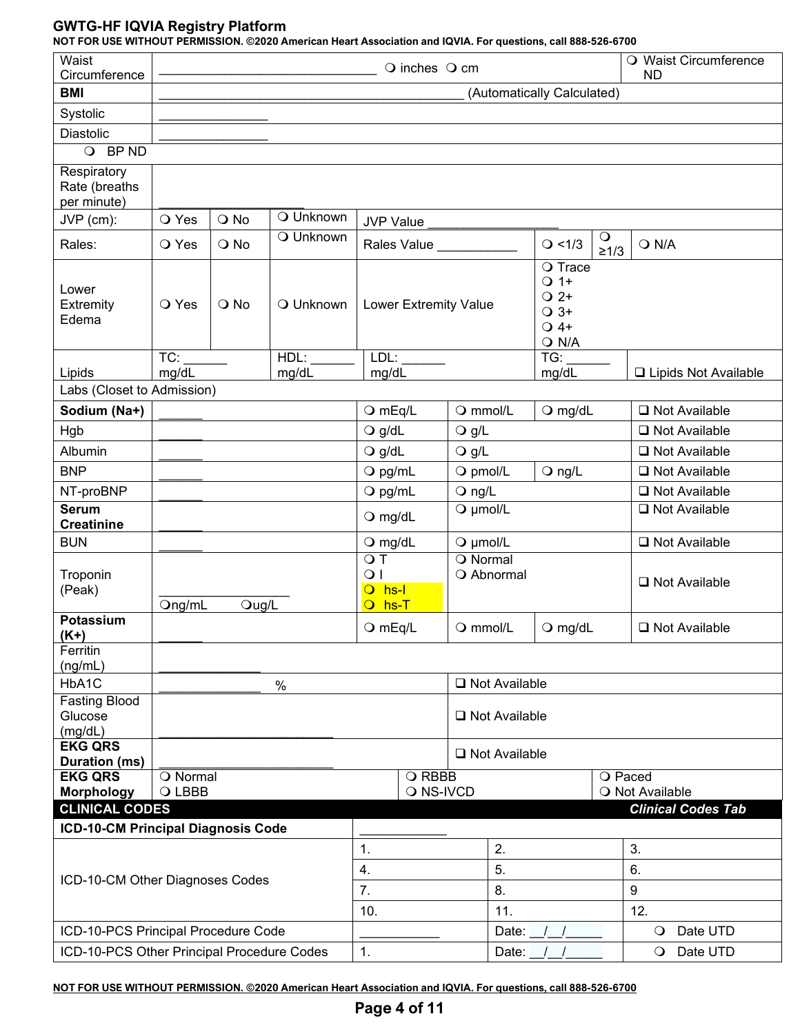| Waist Circumference | ______________________________ ❍ inches ❍ cm | | | | | | ❍ Waist Circumference ND |
|---|---|---|---|---|---|---|---|
| **BMI** | ___________________________________________ (Automatically Calculated) | | | | | | |
| Systolic | _______________ | | | | | | |
| Diastolic | _______________ | | | | | | |
| ❍ BP ND | | | | | | | |
| Respiratory Rate (breaths per minute) | ___________________ | | | | | | |
| JVP (cm): | ❍ Yes | ❍ No | ❍ Unknown | JVP Value __________________ | | | |
| Rales: | ❍ Yes | ❍ No | ❍ Unknown | Rales Value ___________ | ❍ <1/3 | ❍ ≥1/3 | ❍ N/A |
| Lower Extremity Edema | ❍ Yes | ❍ No | ❍ Unknown | Lower Extremity Value | ❍ Trace ❍ 1+ ❍ 2+ ❍ 3+ ❍ 4+ ❍ N/A | | |
| Lipids | TC: ______ mg/dL | | HDL: ______ mg/dL | LDL: ______ mg/dL | TG: ______ mg/dL | | ❑ Lipids Not Available |

Labs (Closet to Admission)

| | | | | | |
|---|---|---|---|---|---|
| **Sodium (Na+)** | ______ | ❍ mEq/L | ❍ mmol/L | ❍ mg/dL | ❑ Not Available |
| Hgb | ______ | ❍ g/dL | ❍ g/L | | ❑ Not Available |
| Albumin | ______ | ❍ g/dL | ❍ g/L | | ❑ Not Available |
| BNP | ______ | ❍ pg/mL | ❍ pmol/L | ❍ ng/L | ❑ Not Available |
| NT-proBNP | ______ | ❍ pg/mL | ❍ ng/L | | ❑ Not Available |
| **Serum Creatinine** | ______ | ❍ mg/dL | ❍ µmol/L | | ❑ Not Available |
| BUN | ______ | ❍ mg/dL | ❍ µmol/L | | ❑ Not Available |
| Troponin (Peak) | __________________ ❍ng/mL ❍ug/L | ❍ T ❍ I ❍ hs-I ❍ hs-T | ❍ Normal ❍ Abnormal | | ❑ Not Available |
| **Potassium (K+)** | ______ | ❍ mEq/L | ❍ mmol/L | ❍ mg/dL | ❑ Not Available |
| Ferritin (ng/mL) | ______________ | | | | |
| HbA1C | ______________ % | | ❑ Not Available | | |
| Fasting Blood Glucose (mg/dL) | ________________________ | | ❑ Not Available | | |
| **EKG QRS Duration (ms)** | ________________________ | | ❑ Not Available | | |
| **EKG QRS Morphology** | ❍ Normal ❍ LBBB | ❍ RBBB ❍ NS-IVCD | | ❍ Paced ❍ Not Available | |

| **CLINICAL CODES** | | | ***Clinical Codes Tab*** |
|---|---|---|---|
| **ICD-10-CM Principal Diagnosis Code** | ____________ | | |
| ICD-10-CM Other Diagnoses Codes | 1. | 2. | 3. |
| | 4. | 5. | 6. |
| | 7. | 8. | 9 |
| | 10. | 11. | 12. |
| ICD-10-PCS Principal Procedure Code | ___________ | Date: __/__/_____ | ❍ Date UTD |
| ICD-10-PCS Other Principal Procedure Codes | 1. | Date: __/__/_____ | ❍ Date UTD |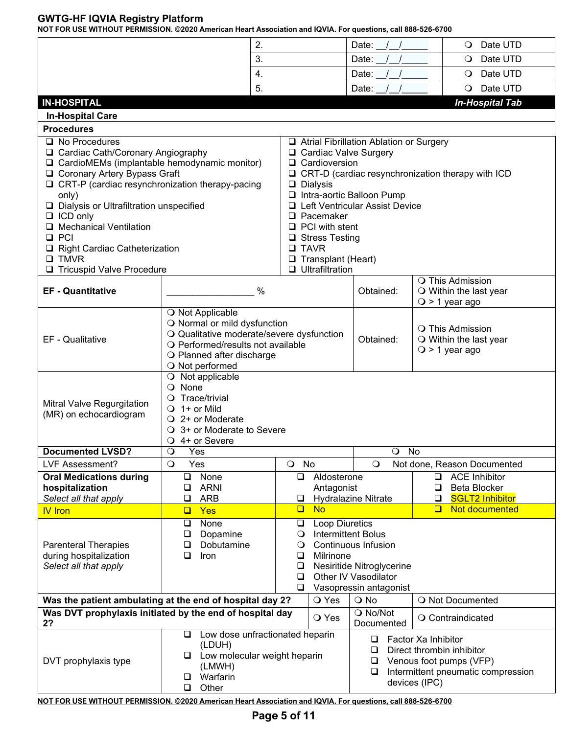| | 2. | Date: \_\_/\_\_/\_\_\_\_\_ | ❍ Date UTD |
|---|---|---|---|
| | 3. | Date: \_\_/\_\_/\_\_\_\_\_ | ❍ Date UTD |
| | 4. | Date: \_\_/\_\_/\_\_\_\_\_ | ❍ Date UTD |
| | 5. | Date: \_\_/\_\_/\_\_\_\_\_ | ❍ Date UTD |

## IN-HOSPITAL

*In-Hospital Tab*

### In-Hospital Care

### Procedures

- ❑ No Procedures
- ❑ Cardiac Cath/Coronary Angiography
- ❑ CardioMEMs (implantable hemodynamic monitor)
- ❑ Coronary Artery Bypass Graft
- ❑ CRT-P (cardiac resynchronization therapy-pacing only)
- ❑ Dialysis or Ultrafiltration unspecified
- ❑ ICD only
- ❑ Mechanical Ventilation
- ❑ PCI
- ❑ Right Cardiac Catheterization
- ❑ TMVR
- ❑ Tricuspid Valve Procedure
- ❑ Atrial Fibrillation Ablation or Surgery
- ❑ Cardiac Valve Surgery
- ❑ Cardioversion
- ❑ CRT-D (cardiac resynchronization therapy with ICD
- ❑ Dialysis
- ❑ Intra-aortic Balloon Pump
- ❑ Left Ventricular Assist Device
- ❑ Pacemaker
- ❑ PCI with stent
- ❑ Stress Testing
- ❑ TAVR
- ❑ Transplant (Heart)
- ❑ Ultrafiltration

| | | | | |
|---|---|---|---|---|
| **EF - Quantitative** | \_\_\_\_\_\_\_\_\_\_\_\_\_\_\_\_\_ % | | Obtained: | ❍ This Admission<br>❍ Within the last year<br>❍ > 1 year ago |
| EF - Qualitative | ❍ Not Applicable<br>❍ Normal or mild dysfunction<br>❍ Qualitative moderate/severe dysfunction<br>❍ Performed/results not available<br>❍ Planned after discharge<br>❍ Not performed | | Obtained: | ❍ This Admission<br>❍ Within the last year<br>❍ > 1 year ago |
| Mitral Valve Regurgitation (MR) on echocardiogram | ❍ Not applicable<br>❍ None<br>❍ Trace/trivial<br>❍ 1+ or Mild<br>❍ 2+ or Moderate<br>❍ 3+ or Moderate to Severe<br>❍ 4+ or Severe | | | |
| **Documented LVSD?** | ❍ Yes | | ❍ No | |
| LVF Assessment? | ❍ Yes | ❍ No | ❍ Not done, Reason Documented | |
| **Oral Medications during hospitalization**<br>*Select all that apply* | ❑ None<br>❑ ARNI<br>❑ ARB | ❑ Aldosterone Antagonist<br>❑ Hydralazine Nitrate | ❑ ACE Inhibitor<br>❑ Beta Blocker<br>❑ SGLT2 Inhibitor | |
| IV Iron | ❑ Yes | ❑ No | ❑ Not documented | |
| Parenteral Therapies during hospitalization<br>*Select all that apply* | ❑ None<br>❑ Dopamine<br>❑ Dobutamine<br>❑ Iron | ❑ Loop Diuretics<br>❍ Intermittent Bolus<br>❍ Continuous Infusion<br>❑ Milrinone<br>❑ Nesiritide Nitroglycerine<br>❑ Other IV Vasodilator<br>❑ Vasopressin antagonist | | |
| **Was the patient ambulating at the end of hospital day 2?** | | ❍ Yes | ❍ No | ❍ Not Documented |
| **Was DVT prophylaxis initiated by the end of hospital day 2?** | | ❍ Yes | ❍ No/Not Documented | ❍ Contraindicated |
| DVT prophylaxis type | ❑ Low dose unfractionated heparin (LDUH)<br>❑ Low molecular weight heparin (LMWH)<br>❑ Warfarin<br>❑ Other | | ❑ Factor Xa Inhibitor<br>❑ Direct thrombin inhibitor<br>❑ Venous foot pumps (VFP)<br>❑ Intermittent pneumatic compression devices (IPC) | |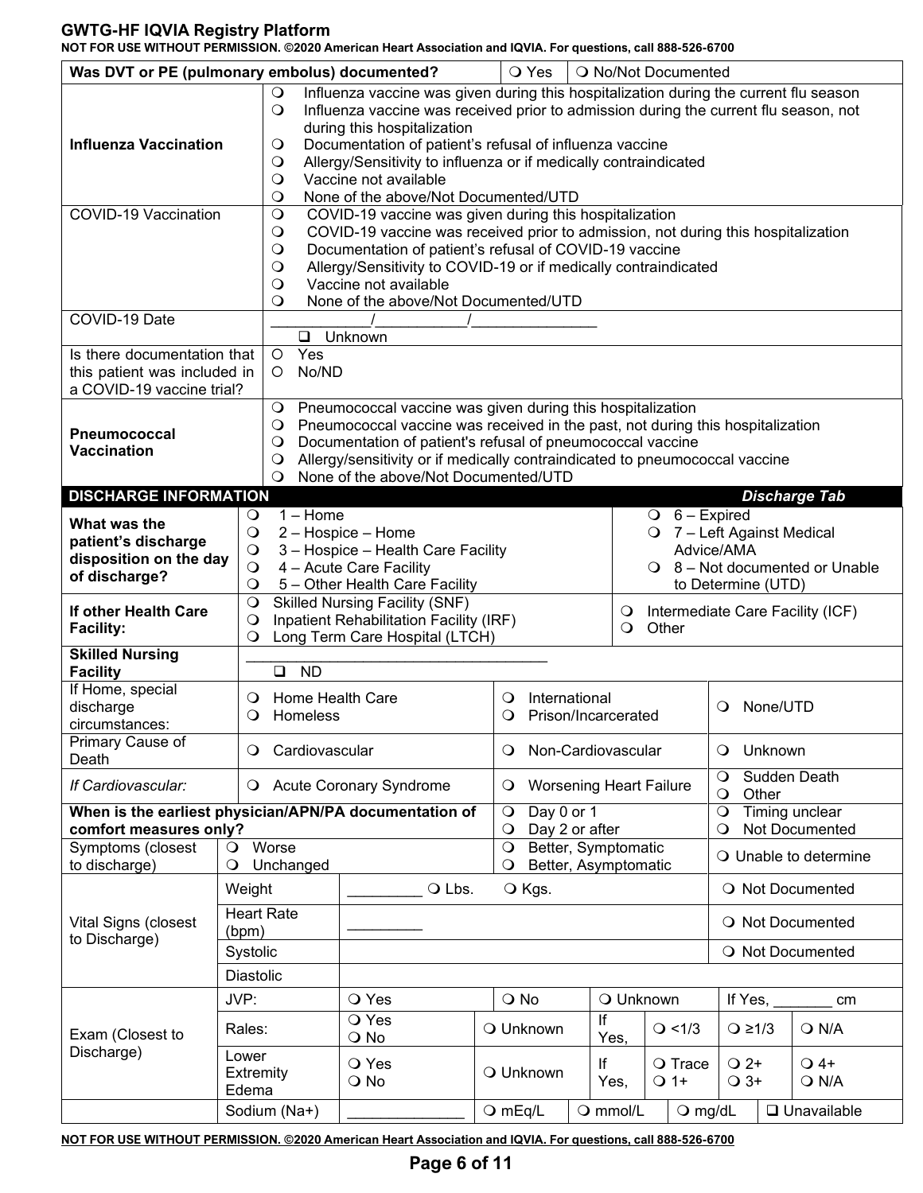| | | |
|---|---|---|
| **Was DVT or PE (pulmonary embolus) documented?** | ❍ Yes | ❍ No/Not Documented |

| | |
|---|---|
| **Influenza Vaccination** | ❍ Influenza vaccine was given during this hospitalization during the current flu season<br>❍ Influenza vaccine was received prior to admission during the current flu season, not during this hospitalization<br>❍ Documentation of patient's refusal of influenza vaccine<br>❍ Allergy/Sensitivity to influenza or if medically contraindicated<br>❍ Vaccine not available<br>❍ None of the above/Not Documented/UTD |
| COVID-19 Vaccination | ❍ COVID-19 vaccine was given during this hospitalization<br>❍ COVID-19 vaccine was received prior to admission, not during this hospitalization<br>❍ Documentation of patient's refusal of COVID-19 vaccine<br>❍ Allergy/Sensitivity to COVID-19 or if medically contraindicated<br>❍ Vaccine not available<br>❍ None of the above/Not Documented/UTD |
| COVID-19 Date | ____________/___________/_______________<br>❑ Unknown |
| Is there documentation that this patient was included in a COVID-19 vaccine trial? | ❍ Yes<br>❍ No/ND |
| **Pneumococcal Vaccination** | ❍ Pneumococcal vaccine was given during this hospitalization<br>❍ Pneumococcal vaccine was received in the past, not during this hospitalization<br>❍ Documentation of patient's refusal of pneumococcal vaccine<br>❍ Allergy/sensitivity or if medically contraindicated to pneumococcal vaccine<br>❍ None of the above/Not Documented/UTD |

## DISCHARGE INFORMATION

*Discharge Tab*

| | | |
|---|---|---|
| **What was the patient's discharge disposition on the day of discharge?** | ❍ 1 – Home<br>❍ 2 – Hospice – Home<br>❍ 3 – Hospice – Health Care Facility<br>❍ 4 – Acute Care Facility<br>❍ 5 – Other Health Care Facility | ❍ 6 – Expired<br>❍ 7 – Left Against Medical Advice/AMA<br>❍ 8 – Not documented or Unable to Determine (UTD) |
| **If other Health Care Facility:** | ❍ Skilled Nursing Facility (SNF)<br>❍ Inpatient Rehabilitation Facility (IRF)<br>❍ Long Term Care Hospital (LTCH) | ❍ Intermediate Care Facility (ICF)<br>❍ Other |
| **Skilled Nursing Facility** | ___________________________________<br>❑ ND | |

| | | | |
|---|---|---|---|
| If Home, special discharge circumstances: | ❍ Home Health Care<br>❍ Homeless | ❍ International<br>❍ Prison/Incarcerated | ❍ None/UTD |
| Primary Cause of Death | ❍ Cardiovascular | ❍ Non-Cardiovascular | ❍ Unknown |
| *If Cardiovascular:* | ❍ Acute Coronary Syndrome | ❍ Worsening Heart Failure | ❍ Sudden Death<br>❍ Other |
| **When is the earliest physician/APN/PA documentation of comfort measures only?** | | ❍ Day 0 or 1<br>❍ Day 2 or after | ❍ Timing unclear<br>❍ Not Documented |
| Symptoms (closest to discharge) | ❍ Worse<br>❍ Unchanged | ❍ Better, Symptomatic<br>❍ Better, Asymptomatic | ❍ Unable to determine |

| | | | |
|---|---|---|---|
| Vital Signs (closest to Discharge) | Weight | _________ ❍ Lbs. ❍ Kgs. | ❍ Not Documented |
| | Heart Rate (bpm) | _________ | ❍ Not Documented |
| | Systolic | | ❍ Not Documented |
| | Diastolic | | |

| | | | | | | | |
|---|---|---|---|---|---|---|---|
| Exam (Closest to Discharge) | JVP: | ❍ Yes | ❍ No | ❍ Unknown | | If Yes, _______ cm | |
| | Rales: | ❍ Yes<br>❍ No | ❍ Unknown | If Yes, | ❍ <1/3 | ❍ ≥1/3 | ❍ N/A |
| | Lower Extremity Edema | ❍ Yes<br>❍ No | ❍ Unknown | If Yes, | ❍ Trace<br>❍ 1+ | ❍ 2+<br>❍ 3+ | ❍ 4+<br>❍ N/A |
| | Sodium (Na+) | ______________ | ❍ mEq/L | ❍ mmol/L | ❍ mg/dL | ❑ Unavailable | |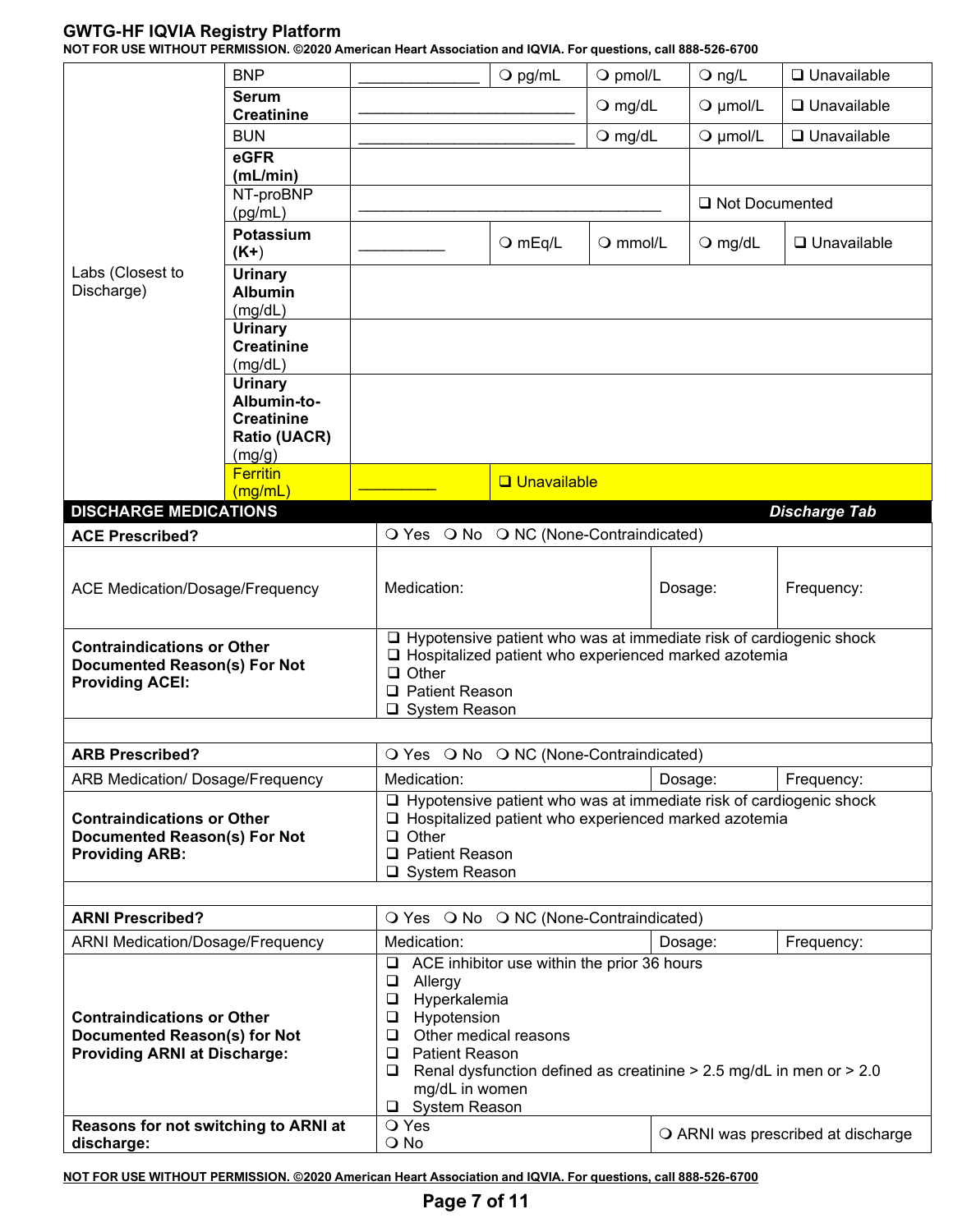| Labs (Closest to Discharge) | | | | | | |
|---|---|---|---|---|---|---|
| | BNP | ______________ | ❍ pg/mL | ❍ pmol/L | ❍ ng/L | ❑ Unavailable |
| | **Serum Creatinine** | _________________________ | | ❍ mg/dL | ❍ µmol/L | ❑ Unavailable |
| | BUN | _________________________ | | ❍ mg/dL | ❍ µmol/L | ❑ Unavailable |
| | **eGFR (mL/min)** | | | | | |
| | NT-proBNP (pg/mL) | ___________________________________ | | | ❑ Not Documented | |
| | **Potassium (K+)** | __________ | ❍ mEq/L | ❍ mmol/L | ❍ mg/dL | ❑ Unavailable |
| | **Urinary Albumin** (mg/dL) | | | | | |
| | **Urinary Creatinine** (mg/dL) | | | | | |
| | **Urinary Albumin-to-Creatinine Ratio (UACR)** (mg/g) | | | | | |
| | Ferritin (mg/mL) | _________ | ❑ Unavailable | | | |

**DISCHARGE MEDICATIONS** — ***Discharge Tab***

| | | | |
|---|---|---|---|
| **ACE Prescribed?** | ❍ Yes ❍ No ❍ NC (None-Contraindicated) | | |
| ACE Medication/Dosage/Frequency | Medication: | Dosage: | Frequency: |
| **Contraindications or Other Documented Reason(s) For Not Providing ACEI:** | ❑ Hypotensive patient who was at immediate risk of cardiogenic shock<br>❑ Hospitalized patient who experienced marked azotemia<br>❑ Other<br>❑ Patient Reason<br>❑ System Reason | | |
| | | | |
| **ARB Prescribed?** | ❍ Yes ❍ No ❍ NC (None-Contraindicated) | | |
| ARB Medication/ Dosage/Frequency | Medication: | Dosage: | Frequency: |
| **Contraindications or Other Documented Reason(s) For Not Providing ARB:** | ❑ Hypotensive patient who was at immediate risk of cardiogenic shock<br>❑ Hospitalized patient who experienced marked azotemia<br>❑ Other<br>❑ Patient Reason<br>❑ System Reason | | |
| | | | |
| **ARNI Prescribed?** | ❍ Yes ❍ No ❍ NC (None-Contraindicated) | | |
| ARNI Medication/Dosage/Frequency | Medication: | Dosage: | Frequency: |
| **Contraindications or Other Documented Reason(s) for Not Providing ARNI at Discharge:** | ❑ ACE inhibitor use within the prior 36 hours<br>❑ Allergy<br>❑ Hyperkalemia<br>❑ Hypotension<br>❑ Other medical reasons<br>❑ Patient Reason<br>❑ Renal dysfunction defined as creatinine > 2.5 mg/dL in men or > 2.0 mg/dL in women<br>❑ System Reason | | |
| **Reasons for not switching to ARNI at discharge:** | ❍ Yes<br>❍ No | ❍ ARNI was prescribed at discharge | |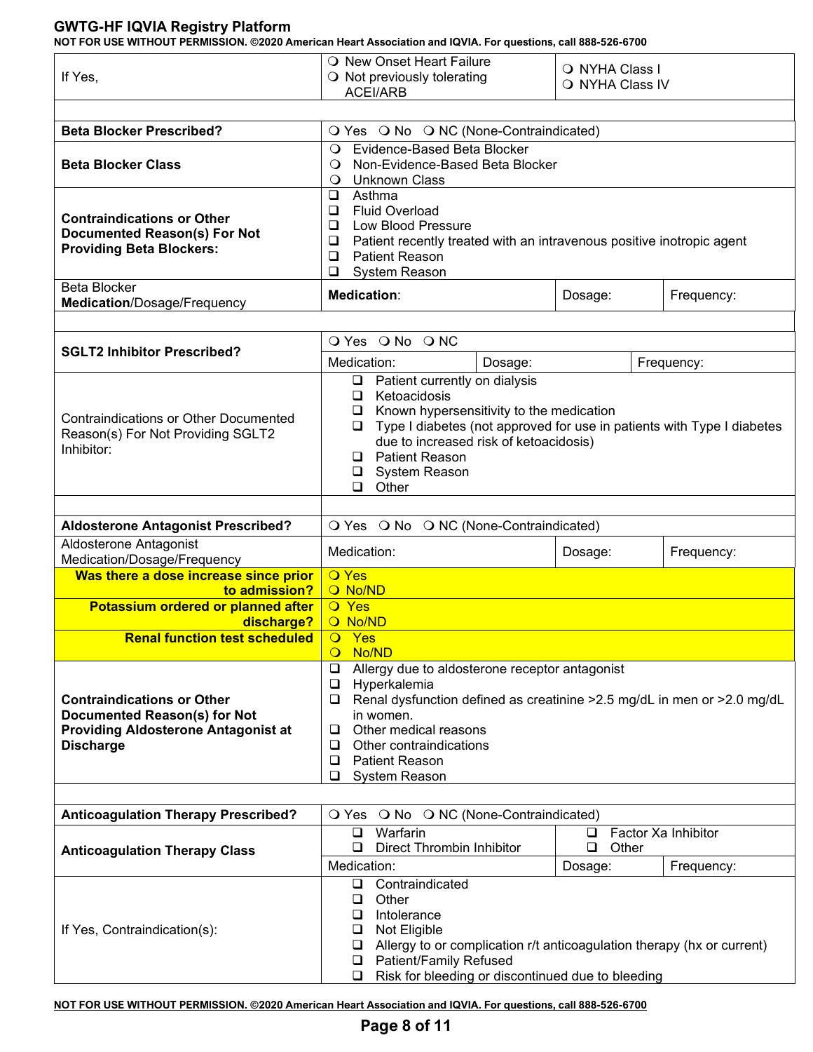| If Yes, | ❍ New Onset Heart Failure<br>❍ Not previously tolerating ACEI/ARB | ❍ NYHA Class I<br>❍ NYHA Class IV | |
|---|---|---|---|
| | | | |
| **Beta Blocker Prescribed?** | ❍ Yes ❍ No ❍ NC (None-Contraindicated) | | |
| **Beta Blocker Class** | ❍ Evidence-Based Beta Blocker<br>❍ Non-Evidence-Based Beta Blocker<br>❍ Unknown Class | | |
| **Contraindications or Other Documented Reason(s) For Not Providing Beta Blockers:** | ❑ Asthma<br>❑ Fluid Overload<br>❑ Low Blood Pressure<br>❑ Patient recently treated with an intravenous positive inotropic agent<br>❑ Patient Reason<br>❑ System Reason | | |
| Beta Blocker **Medication**/Dosage/Frequency | **Medication**: | Dosage: | Frequency: |
| | | | |
| **SGLT2 Inhibitor Prescribed?** | ❍ Yes ❍ No ❍ NC<br>Medication: | Dosage: | Frequency: |
| Contraindications or Other Documented Reason(s) For Not Providing SGLT2 Inhibitor: | ❑ Patient currently on dialysis<br>❑ Ketoacidosis<br>❑ Known hypersensitivity to the medication<br>❑ Type I diabetes (not approved for use in patients with Type I diabetes due to increased risk of ketoacidosis)<br>❑ Patient Reason<br>❑ System Reason<br>❑ Other | | |
| | | | |
| **Aldosterone Antagonist Prescribed?** | ❍ Yes ❍ No ❍ NC (None-Contraindicated) | | |
| Aldosterone Antagonist Medication/Dosage/Frequency | Medication: | Dosage: | Frequency: |
| **Was there a dose increase since prior to admission?** | ❍ Yes<br>❍ No/ND | | |
| **Potassium ordered or planned after discharge?** | ❍ Yes<br>❍ No/ND | | |
| **Renal function test scheduled** | ❍ Yes<br>❍ No/ND | | |
| **Contraindications or Other Documented Reason(s) for Not Providing Aldosterone Antagonist at Discharge** | ❑ Allergy due to aldosterone receptor antagonist<br>❑ Hyperkalemia<br>❑ Renal dysfunction defined as creatinine >2.5 mg/dL in men or >2.0 mg/dL in women.<br>❑ Other medical reasons<br>❑ Other contraindications<br>❑ Patient Reason<br>❑ System Reason | | |
| | | | |
| **Anticoagulation Therapy Prescribed?** | ❍ Yes ❍ No ❍ NC (None-Contraindicated) | | |
| **Anticoagulation Therapy Class** | ❑ Warfarin<br>❑ Direct Thrombin Inhibitor<br>Medication: | ❑ Factor Xa Inhibitor<br>❑ Other<br>Dosage: | Frequency: |
| If Yes, Contraindication(s): | ❑ Contraindicated<br>❑ Other<br>❑ Intolerance<br>❑ Not Eligible<br>❑ Allergy to or complication r/t anticoagulation therapy (hx or current)<br>❑ Patient/Family Refused<br>❑ Risk for bleeding or discontinued due to bleeding | | |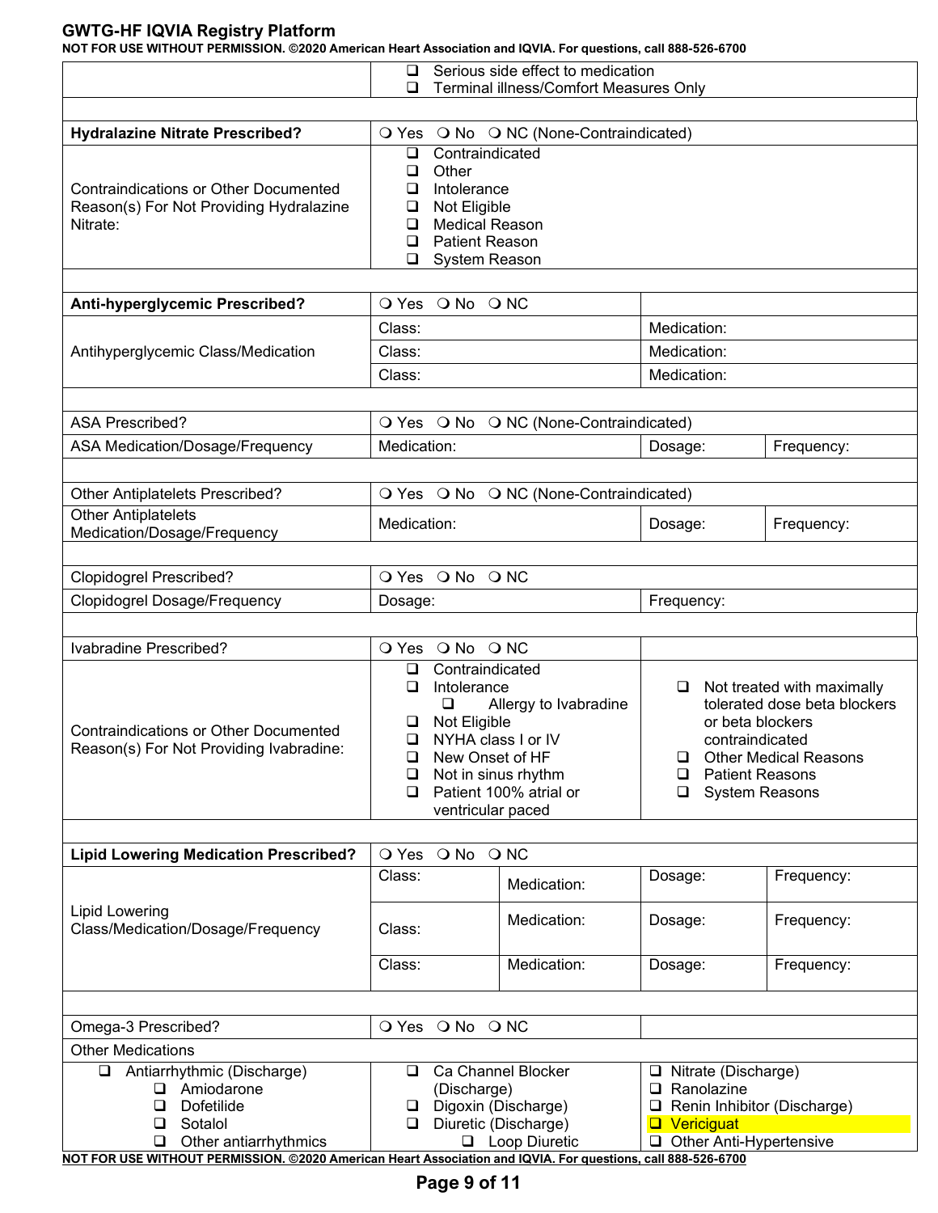| | |
|---|---|
| | ❑ Serious side effect to medication<br>❑ Terminal illness/Comfort Measures Only |

| | |
|---|---|
| **Hydralazine Nitrate Prescribed?** | ❍ Yes ❍ No ❍ NC (None-Contraindicated) |
| Contraindications or Other Documented Reason(s) For Not Providing Hydralazine Nitrate: | ❑ Contraindicated<br>❑ Other<br>❑ Intolerance<br>❑ Not Eligible<br>❑ Medical Reason<br>❑ Patient Reason<br>❑ System Reason |

| | | |
|---|---|---|
| **Anti-hyperglycemic Prescribed?** | ❍ Yes ❍ No ❍ NC | |
| Antihyperglycemic Class/Medication | Class: | Medication: |
| | Class: | Medication: |
| | Class: | Medication: |

| | | | |
|---|---|---|---|
| ASA Prescribed? | ❍ Yes ❍ No ❍ NC (None-Contraindicated) | | |
| ASA Medication/Dosage/Frequency | Medication: | Dosage: | Frequency: |

| | | | |
|---|---|---|---|
| Other Antiplatelets Prescribed? | ❍ Yes ❍ No ❍ NC (None-Contraindicated) | | |
| Other Antiplatelets Medication/Dosage/Frequency | Medication: | Dosage: | Frequency: |

| | | |
|---|---|---|
| Clopidogrel Prescribed? | ❍ Yes ❍ No ❍ NC | |
| Clopidogrel Dosage/Frequency | Dosage: | Frequency: |

| | | |
|---|---|---|
| Ivabradine Prescribed? | ❍ Yes ❍ No ❍ NC | |
| Contraindications or Other Documented Reason(s) For Not Providing Ivabradine: | ❑ Contraindicated<br>❑ Intolerance<br>  ❑ Allergy to Ivabradine<br>❑ Not Eligible<br>❑ NYHA class I or IV<br>❑ New Onset of HF<br>❑ Not in sinus rhythm<br>❑ Patient 100% atrial or ventricular paced | ❑ Not treated with maximally tolerated dose beta blockers or beta blockers contraindicated<br>❑ Other Medical Reasons<br>❑ Patient Reasons<br>❑ System Reasons |

| | | | | |
|---|---|---|---|---|
| **Lipid Lowering Medication Prescribed?** | ❍ Yes ❍ No ❍ NC | | | |
| Lipid Lowering Class/Medication/Dosage/Frequency | Class: | Medication: | Dosage: | Frequency: |
| | Class: | Medication: | Dosage: | Frequency: |
| | Class: | Medication: | Dosage: | Frequency: |

| | | |
|---|---|---|
| Omega-3 Prescribed? | ❍ Yes ❍ No ❍ NC | |
| Other Medications | | |
| ❑ Antiarrhythmic (Discharge)<br>  ❑ Amiodarone<br>  ❑ Dofetilide<br>  ❑ Sotalol<br>  ❑ Other antiarrhythmics | ❑ Ca Channel Blocker (Discharge)<br>❑ Digoxin (Discharge)<br>❑ Diuretic (Discharge)<br>  ❑ Loop Diuretic | ❑ Nitrate (Discharge)<br>❑ Ranolazine<br>❑ Renin Inhibitor (Discharge)<br>❑ Vericiguat<br>❑ Other Anti-Hypertensive |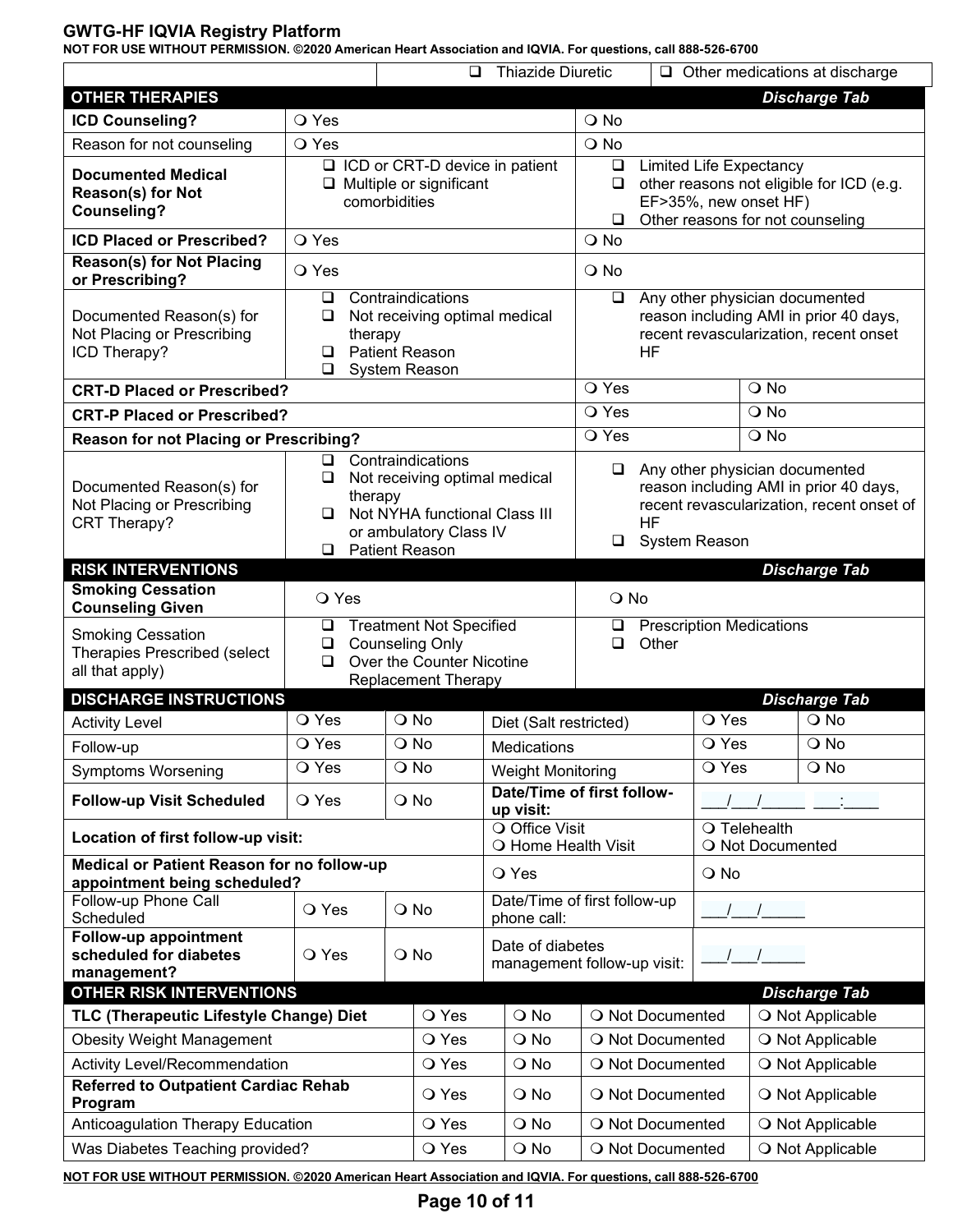| | | ❑ Thiazide Diuretic | ❑ Other medications at discharge |
|---|---|---|---|

| **OTHER THERAPIES** | | *Discharge Tab* |
|---|---|---|
| **ICD Counseling?** | ❍ Yes | ❍ No |
| Reason for not counseling | ❍ Yes | ❍ No |
| **Documented Medical Reason(s) for Not Counseling?** | ❑ ICD or CRT-D device in patient<br>❑ Multiple or significant comorbidities | ❑ Limited Life Expectancy<br>❑ other reasons not eligible for ICD (e.g. EF>35%, new onset HF)<br>❑ Other reasons for not counseling |
| **ICD Placed or Prescribed?** | ❍ Yes | ❍ No |
| **Reason(s) for Not Placing or Prescribing?** | ❍ Yes | ❍ No |
| Documented Reason(s) for Not Placing or Prescribing ICD Therapy? | ❑ Contraindications<br>❑ Not receiving optimal medical therapy<br>❑ Patient Reason<br>❑ System Reason | ❑ Any other physician documented reason including AMI in prior 40 days, recent revascularization, recent onset HF |

| | | |
|---|---|---|
| **CRT-D Placed or Prescribed?** | ❍ Yes | ❍ No |
| **CRT-P Placed or Prescribed?** | ❍ Yes | ❍ No |
| **Reason for not Placing or Prescribing?** | ❍ Yes | ❍ No |

| | | |
|---|---|---|
| Documented Reason(s) for Not Placing or Prescribing CRT Therapy? | ❑ Contraindications<br>❑ Not receiving optimal medical therapy<br>❑ Not NYHA functional Class III or ambulatory Class IV<br>❑ Patient Reason | ❑ Any other physician documented reason including AMI in prior 40 days, recent revascularization, recent onset of HF<br>❑ System Reason |

| **RISK INTERVENTIONS** | | *Discharge Tab* |
|---|---|---|
| **Smoking Cessation Counseling Given** | ❍ Yes | ❍ No |
| Smoking Cessation Therapies Prescribed (select all that apply) | ❑ Treatment Not Specified<br>❑ Counseling Only<br>❑ Over the Counter Nicotine Replacement Therapy | ❑ Prescription Medications<br>❑ Other |

| **DISCHARGE INSTRUCTIONS** | | | | | *Discharge Tab* |
|---|---|---|---|---|---|
| Activity Level | ❍ Yes | ❍ No | Diet (Salt restricted) | ❍ Yes | ❍ No |
| Follow-up | ❍ Yes | ❍ No | Medications | ❍ Yes | ❍ No |
| Symptoms Worsening | ❍ Yes | ❍ No | Weight Monitoring | ❍ Yes | ❍ No |
| **Follow-up Visit Scheduled** | ❍ Yes | ❍ No | **Date/Time of first follow-up visit:** | \_\_\_/\_\_\_/\_\_\_\_\_ \_\_\_:\_\_\_\_ | |
| **Location of first follow-up visit:** | | | ❍ Office Visit<br>❍ Home Health Visit | ❍ Telehealth<br>❍ Not Documented | |
| **Medical or Patient Reason for no follow-up appointment being scheduled?** | | | ❍ Yes | ❍ No | |
| Follow-up Phone Call Scheduled | ❍ Yes | ❍ No | Date/Time of first follow-up phone call: | \_\_\_/\_\_\_/\_\_\_\_\_ | |
| **Follow-up appointment scheduled for diabetes management?** | ❍ Yes | ❍ No | Date of diabetes management follow-up visit: | \_\_\_/\_\_\_/\_\_\_\_\_ | |

| **OTHER RISK INTERVENTIONS** | | | | *Discharge Tab* |
|---|---|---|---|---|
| **TLC (Therapeutic Lifestyle Change) Diet** | ❍ Yes | ❍ No | ❍ Not Documented | ❍ Not Applicable |
| Obesity Weight Management | ❍ Yes | ❍ No | ❍ Not Documented | ❍ Not Applicable |
| Activity Level/Recommendation | ❍ Yes | ❍ No | ❍ Not Documented | ❍ Not Applicable |
| **Referred to Outpatient Cardiac Rehab Program** | ❍ Yes | ❍ No | ❍ Not Documented | ❍ Not Applicable |
| Anticoagulation Therapy Education | ❍ Yes | ❍ No | ❍ Not Documented | ❍ Not Applicable |
| Was Diabetes Teaching provided? | ❍ Yes | ❍ No | ❍ Not Documented | ❍ Not Applicable |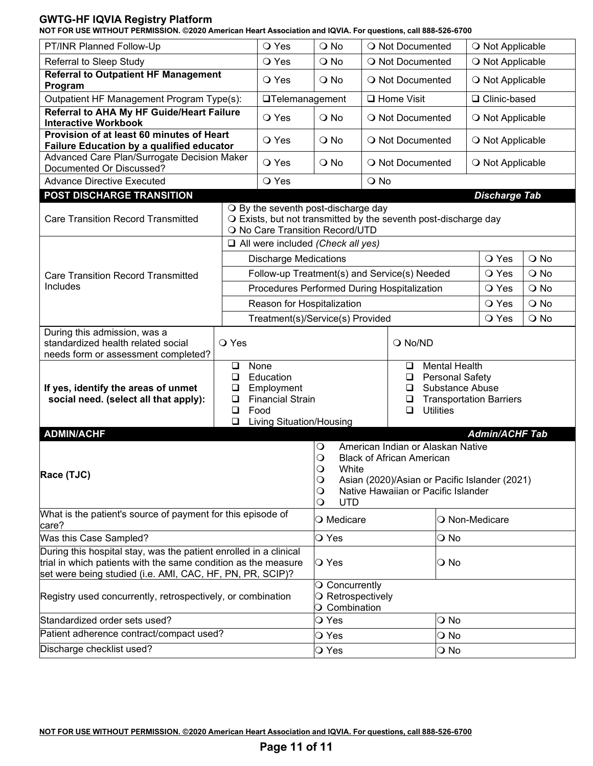| | | | | |
|---|---|---|---|---|
| PT/INR Planned Follow-Up | ❍ Yes | ❍ No | ❍ Not Documented | ❍ Not Applicable |
| Referral to Sleep Study | ❍ Yes | ❍ No | ❍ Not Documented | ❍ Not Applicable |
| **Referral to Outpatient HF Management Program** | ❍ Yes | ❍ No | ❍ Not Documented | ❍ Not Applicable |
| Outpatient HF Management Program Type(s): | ❑ Telemanagement | | ❑ Home Visit | ❑ Clinic-based |
| **Referral to AHA My HF Guide/Heart Failure Interactive Workbook** | ❍ Yes | ❍ No | ❍ Not Documented | ❍ Not Applicable |
| **Provision of at least 60 minutes of Heart Failure Education by a qualified educator** | ❍ Yes | ❍ No | ❍ Not Documented | ❍ Not Applicable |
| Advanced Care Plan/Surrogate Decision Maker Documented Or Discussed? | ❍ Yes | ❍ No | ❍ Not Documented | ❍ Not Applicable |
| Advance Directive Executed | ❍ Yes | | ❍ No | |

## POST DISCHARGE TRANSITION

*Discharge Tab*

| | | | |
|---|---|---|---|
| Care Transition Record Transmitted | ❍ By the seventh post-discharge day<br>❍ Exists, but not transmitted by the seventh post-discharge day<br>❍ No Care Transition Record/UTD | | |
| Care Transition Record Transmitted Includes | ❑ All were included *(Check all yes)* | | |
| | Discharge Medications | ❍ Yes | ❍ No |
| | Follow-up Treatment(s) and Service(s) Needed | ❍ Yes | ❍ No |
| | Procedures Performed During Hospitalization | ❍ Yes | ❍ No |
| | Reason for Hospitalization | ❍ Yes | ❍ No |
| | Treatment(s)/Service(s) Provided | ❍ Yes | ❍ No |

| | | |
|---|---|---|
| During this admission, was a standardized health related social needs form or assessment completed? | ❍ Yes | ❍ No/ND |
| **If yes, identify the areas of unmet social need. (select all that apply):** | ❑ None<br>❑ Education<br>❑ Employment<br>❑ Financial Strain<br>❑ Food<br>❑ Living Situation/Housing | ❑ Mental Health<br>❑ Personal Safety<br>❑ Substance Abuse<br>❑ Transportation Barriers<br>❑ Utilities |

## ADMIN/ACHF

*Admin/ACHF Tab*

| | | |
|---|---|---|
| **Race (TJC)** | ❍ American Indian or Alaskan Native<br>❍ Black of African American<br>❍ White<br>❍ Asian (2020)/Asian or Pacific Islander (2021)<br>❍ Native Hawaiian or Pacific Islander<br>❍ UTD | |
| What is the patient's source of payment for this episode of care? | ❍ Medicare | ❍ Non-Medicare |
| Was this Case Sampled? | ❍ Yes | ❍ No |
| During this hospital stay, was the patient enrolled in a clinical trial in which patients with the same condition as the measure set were being studied (i.e. AMI, CAC, HF, PN, PR, SCIP)? | ❍ Yes | ❍ No |
| Registry used concurrently, retrospectively, or combination | ❍ Concurrently<br>❍ Retrospectively<br>❍ Combination | |
| Standardized order sets used? | ❍ Yes | ❍ No |
| Patient adherence contract/compact used? | ❍ Yes | ❍ No |
| Discharge checklist used? | ❍ Yes | ❍ No |